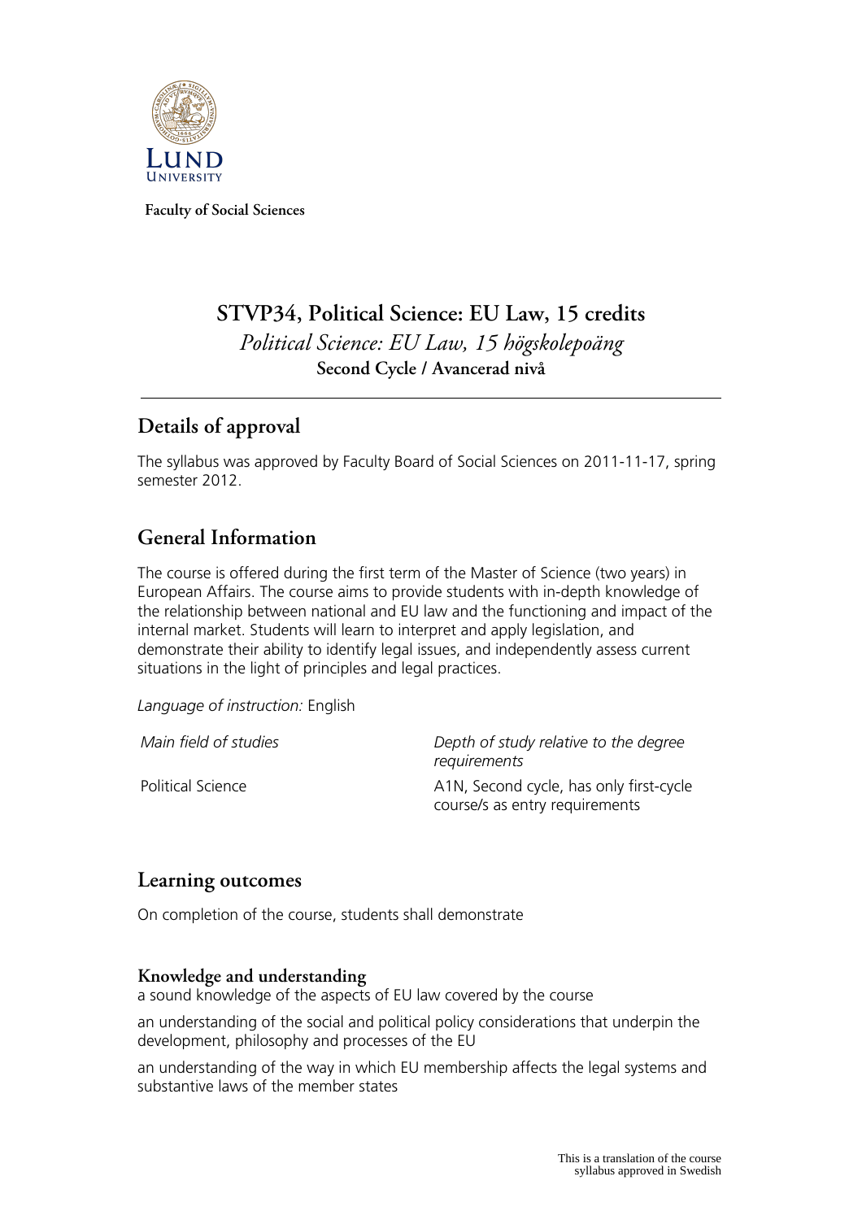**Faculty of Social Sciences**

# STVP34, Political Science: EU Law, 15 credits

*Political Science: EU Law, 15 högskolepoäng*

**Second Cycle / Avancerad nivå**

## Details of approval

The syllabus was approved by Faculty Board of Social Sciences on 2011-11-17, spring semester 2012.

## General Information

The course is offered during the first term of the Master of Science (two years) in European Affairs. The course aims to provide students with in-depth knowledge of the relationship between national and EU law and the functioning and impact of the internal market. Students will learn to interpret and apply legislation, and demonstrate their ability to identify legal issues, and independently assess current situations in the light of principles and legal practices.

*Language of instruction:* English

| *Main field of studies* | *Depth of study relative to the degree requirements* |
| --- | --- |
| Political Science | A1N, Second cycle, has only first-cycle course/s as entry requirements |

## Learning outcomes

On completion of the course, students shall demonstrate

### Knowledge and understanding

a sound knowledge of the aspects of EU law covered by the course

an understanding of the social and political policy considerations that underpin the development, philosophy and processes of the EU

an understanding of the way in which EU membership affects the legal systems and substantive laws of the member states

This is a translation of the course syllabus approved in Swedish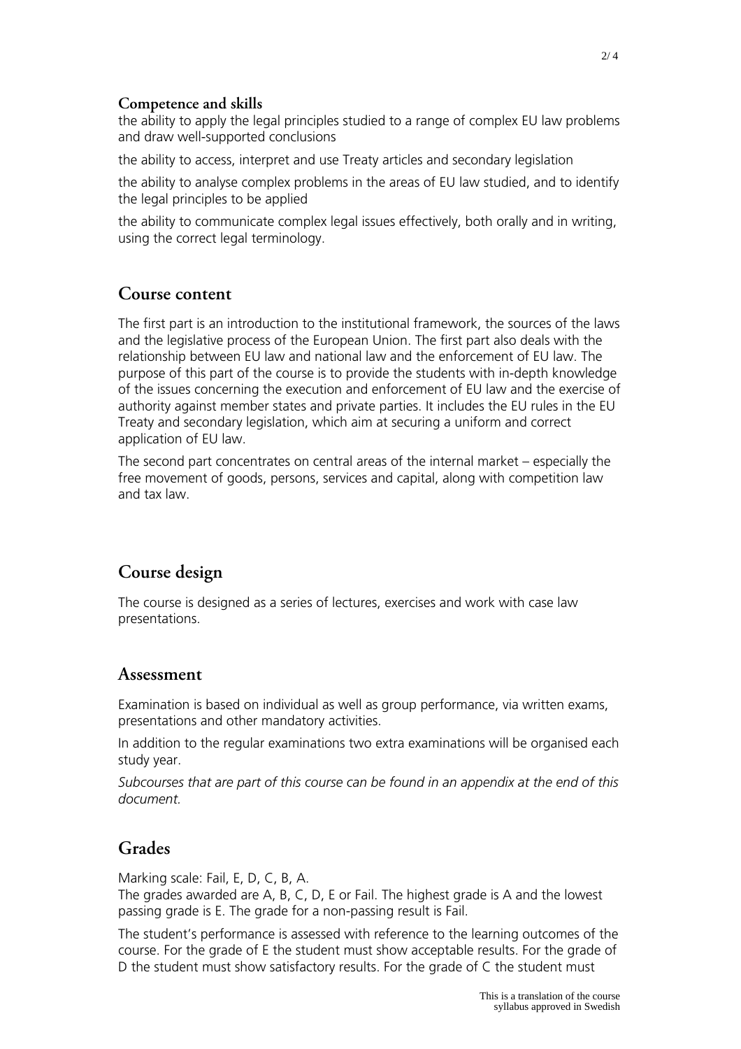### Competence and skills

the ability to apply the legal principles studied to a range of complex EU law problems and draw well-supported conclusions

the ability to access, interpret and use Treaty articles and secondary legislation

the ability to analyse complex problems in the areas of EU law studied, and to identify the legal principles to be applied

the ability to communicate complex legal issues effectively, both orally and in writing, using the correct legal terminology.

## Course content

The first part is an introduction to the institutional framework, the sources of the laws and the legislative process of the European Union. The first part also deals with the relationship between EU law and national law and the enforcement of EU law. The purpose of this part of the course is to provide the students with in-depth knowledge of the issues concerning the execution and enforcement of EU law and the exercise of authority against member states and private parties. It includes the EU rules in the EU Treaty and secondary legislation, which aim at securing a uniform and correct application of EU law.

The second part concentrates on central areas of the internal market – especially the free movement of goods, persons, services and capital, along with competition law and tax law.

## Course design

The course is designed as a series of lectures, exercises and work with case law presentations.

## Assessment

Examination is based on individual as well as group performance, via written exams, presentations and other mandatory activities.

In addition to the regular examinations two extra examinations will be organised each study year.

*Subcourses that are part of this course can be found in an appendix at the end of this document.*

## Grades

Marking scale: Fail, E, D, C, B, A.
The grades awarded are A, B, C, D, E or Fail. The highest grade is A and the lowest passing grade is E. The grade for a non-passing result is Fail.

The student's performance is assessed with reference to the learning outcomes of the course. For the grade of E the student must show acceptable results. For the grade of D the student must show satisfactory results. For the grade of C the student must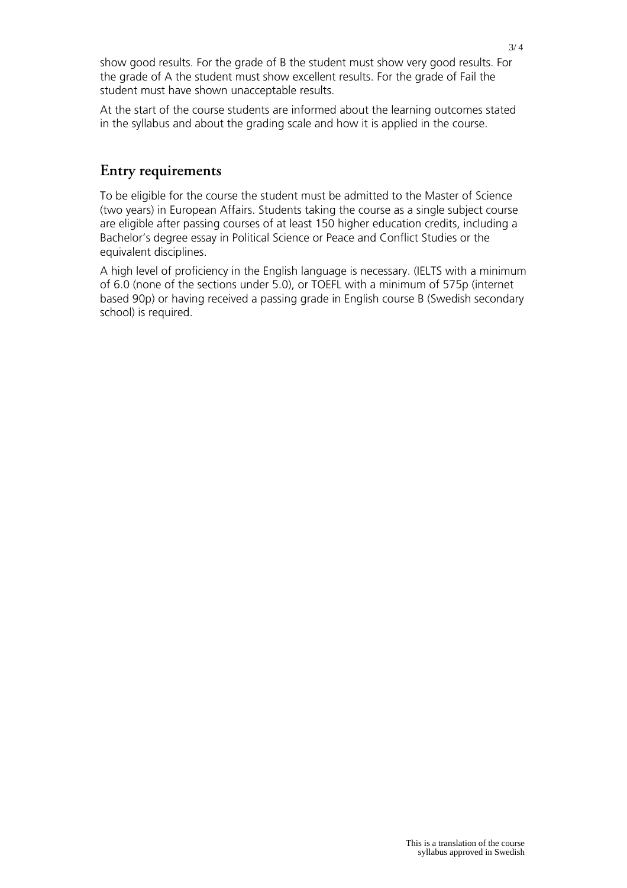show good results. For the grade of B the student must show very good results. For the grade of A the student must show excellent results. For the grade of Fail the student must have shown unacceptable results.

At the start of the course students are informed about the learning outcomes stated in the syllabus and about the grading scale and how it is applied in the course.

## Entry requirements

To be eligible for the course the student must be admitted to the Master of Science (two years) in European Affairs. Students taking the course as a single subject course are eligible after passing courses of at least 150 higher education credits, including a Bachelor's degree essay in Political Science or Peace and Conflict Studies or the equivalent disciplines.

A high level of proficiency in the English language is necessary. (IELTS with a minimum of 6.0 (none of the sections under 5.0), or TOEFL with a minimum of 575p (internet based 90p) or having received a passing grade in English course B (Swedish secondary school) is required.

This is a translation of the course syllabus approved in Swedish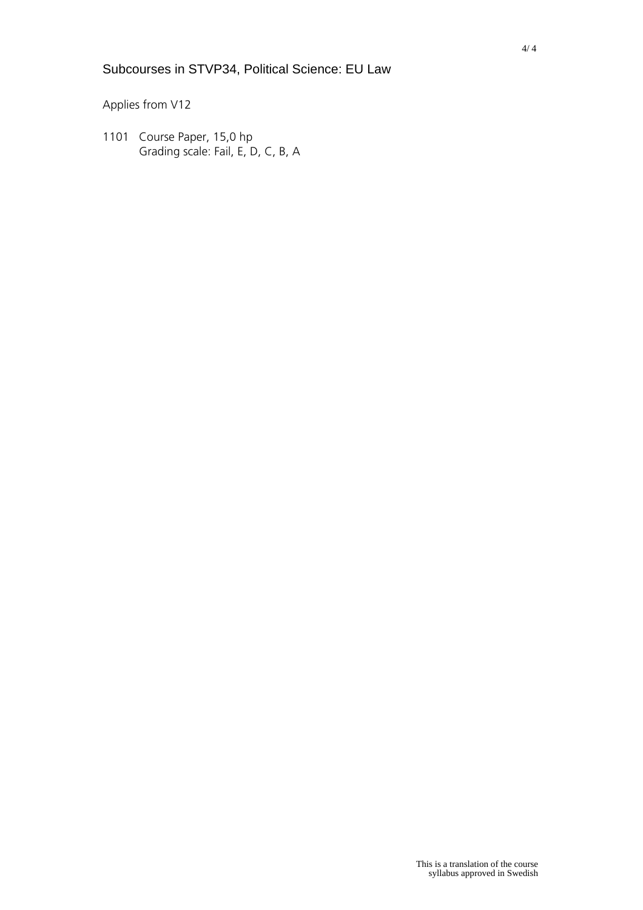## Subcourses in STVP34, Political Science: EU Law

Applies from V12

1101 Course Paper, 15,0 hp
Grading scale: Fail, E, D, C, B, A

This is a translation of the course syllabus approved in Swedish